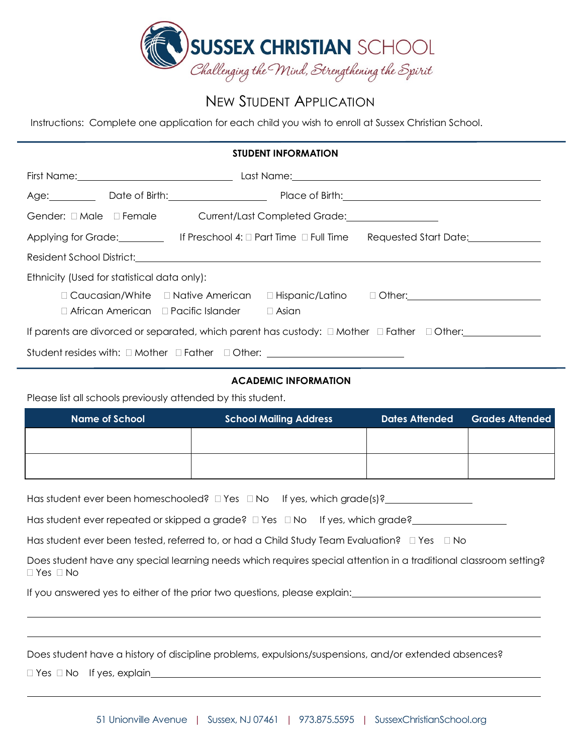# SUSSEX CHRISTIAN SCHOOL

*Challenging the Mind, Strengthening the Spirit*

## NEW STUDENT APPLICATION

Instructions: Complete one application for each child you wish to enroll at Sussex Christian School.

### STUDENT INFORMATION

First Name:______________________________ Last Name:______________________________________________

Age:_________ Date of Birth:__________________ Place of Birth:______________________________________

Gender: ☐ Male ☐ Female Current/Last Completed Grade:________________

Applying for Grade:_________ If Preschool 4: ☐ Part Time ☐ Full Time Requested Start Date:_____________

Resident School District:___________________________________________________________________________

Ethnicity (Used for statistical data only):

☐ Caucasian/White ☐ Native American ☐ Hispanic/Latino ☐ Other:_________________________

☐ African American ☐ Pacific Islander ☐ Asian

If parents are divorced or separated, which parent has custody: ☐ Mother ☐ Father ☐ Other:_______________

Student resides with: ☐ Mother ☐ Father ☐ Other: __________________________

### ACADEMIC INFORMATION

Please list all schools previously attended by this student.

| Name of School | School Mailing Address | Dates Attended | Grades Attended |
|---|---|---|---|
| | | | |
| | | | |

Has student ever been homeschooled? ☐ Yes ☐ No If yes, which grade(s)?________________

Has student ever repeated or skipped a grade? ☐ Yes ☐ No If yes, which grade?__________________

Has student ever been tested, referred to, or had a Child Study Team Evaluation? ☐ Yes ☐ No

Does student have any special learning needs which requires special attention in a traditional classroom setting?
☐ Yes ☐ No

If you answered yes to either of the prior two questions, please explain:________________________________

_____________________________________________________________________________________________

_____________________________________________________________________________________________

Does student have a history of discipline problems, expulsions/suspensions, and/or extended absences?

☐ Yes ☐ No If yes, explain_____________________________________________________________________

_____________________________________________________________________________________________

51 Unionville Avenue | Sussex, NJ 07461 | 973.875.5595 | SussexChristianSchool.org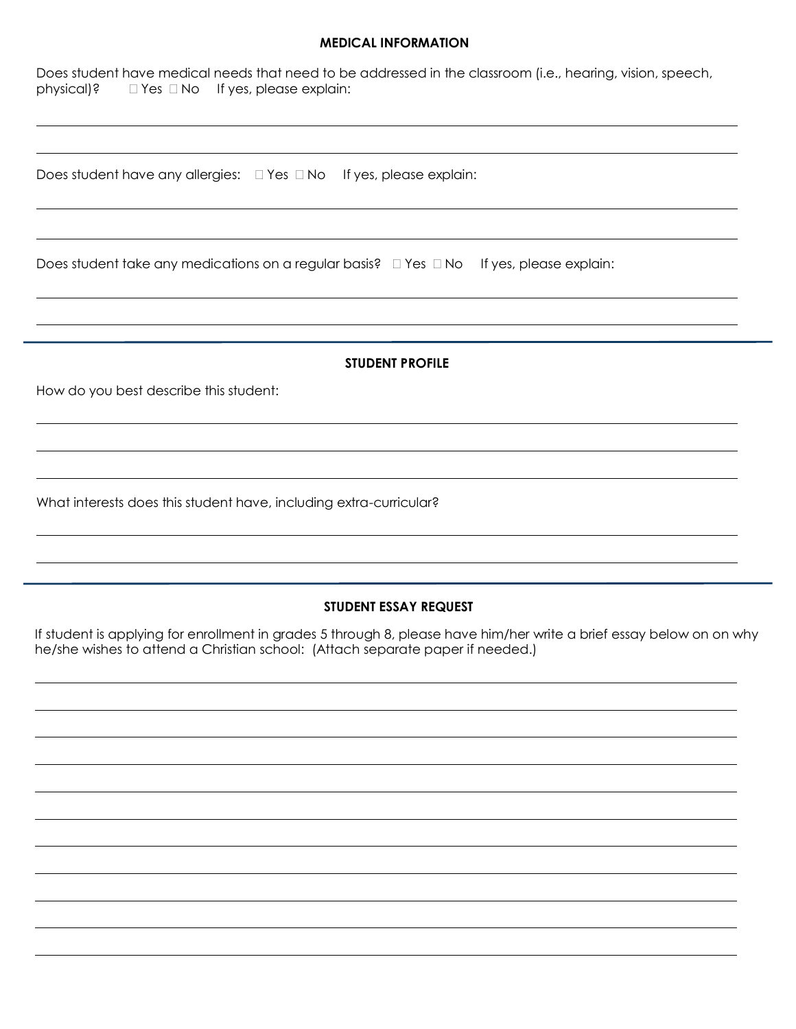## MEDICAL INFORMATION

Does student have medical needs that need to be addressed in the classroom (i.e., hearing, vision, speech, physical)? ☐ Yes ☐ No If yes, please explain:

Does student have any allergies: ☐ Yes ☐ No If yes, please explain:

Does student take any medications on a regular basis? ☐ Yes ☐ No If yes, please explain:

## STUDENT PROFILE

How do you best describe this student:

What interests does this student have, including extra-curricular?

## STUDENT ESSAY REQUEST

If student is applying for enrollment in grades 5 through 8, please have him/her write a brief essay below on on why he/she wishes to attend a Christian school: (Attach separate paper if needed.)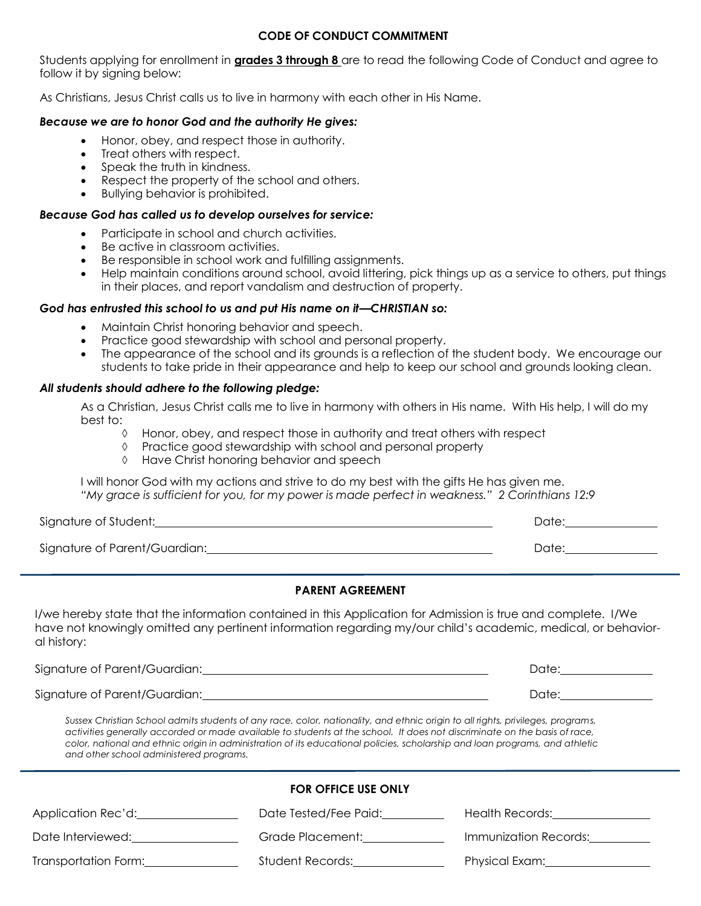## CODE OF CONDUCT COMMITMENT

Students applying for enrollment in **grades 3 through 8** are to read the following Code of Conduct and agree to follow it by signing below:

As Christians, Jesus Christ calls us to live in harmony with each other in His Name.

***Because we are to honor God and the authority He gives:***

- Honor, obey, and respect those in authority.
- Treat others with respect.
- Speak the truth in kindness.
- Respect the property of the school and others.
- Bullying behavior is prohibited.

***Because God has called us to develop ourselves for service:***

- Participate in school and church activities.
- Be active in classroom activities.
- Be responsible in school work and fulfilling assignments.
- Help maintain conditions around school, avoid littering, pick things up as a service to others, put things in their places, and report vandalism and destruction of property.

***God has entrusted this school to us and put His name on it—CHRISTIAN so:***

- Maintain Christ honoring behavior and speech.
- Practice good stewardship with school and personal property.
- The appearance of the school and its grounds is a reflection of the student body. We encourage our students to take pride in their appearance and help to keep our school and grounds looking clean.

***All students should adhere to the following pledge:***

As a Christian, Jesus Christ calls me to live in harmony with others in His name. With His help, I will do my best to:

- ◊ Honor, obey, and respect those in authority and treat others with respect
- ◊ Practice good stewardship with school and personal property
- ◊ Have Christ honoring behavior and speech

I will honor God with my actions and strive to do my best with the gifts He has given me.
*"My grace is sufficient for you, for my power is made perfect in weakness." 2 Corinthians 12:9*

Signature of Student:______________________________ Date:__________

Signature of Parent/Guardian:______________________________ Date:__________

## PARENT AGREEMENT

I/we hereby state that the information contained in this Application for Admission is true and complete. I/We have not knowingly omitted any pertinent information regarding my/our child's academic, medical, or behavioral history:

Signature of Parent/Guardian:______________________________ Date:__________

Signature of Parent/Guardian:______________________________ Date:__________

*Sussex Christian School admits students of any race, color, nationality, and ethnic origin to all rights, privileges, programs, activities generally accorded or made available to students at the school. It does not discriminate on the basis of race, color, national and ethnic origin in administration of its educational policies, scholarship and loan programs, and athletic and other school administered programs.*

## FOR OFFICE USE ONLY

| | | |
|---|---|---|
| Application Rec'd:__________ | Date Tested/Fee Paid:__________ | Health Records:__________ |
| Date Interviewed:__________ | Grade Placement:__________ | Immunization Records:__________ |
| Transportation Form:__________ | Student Records:__________ | Physical Exam:__________ |